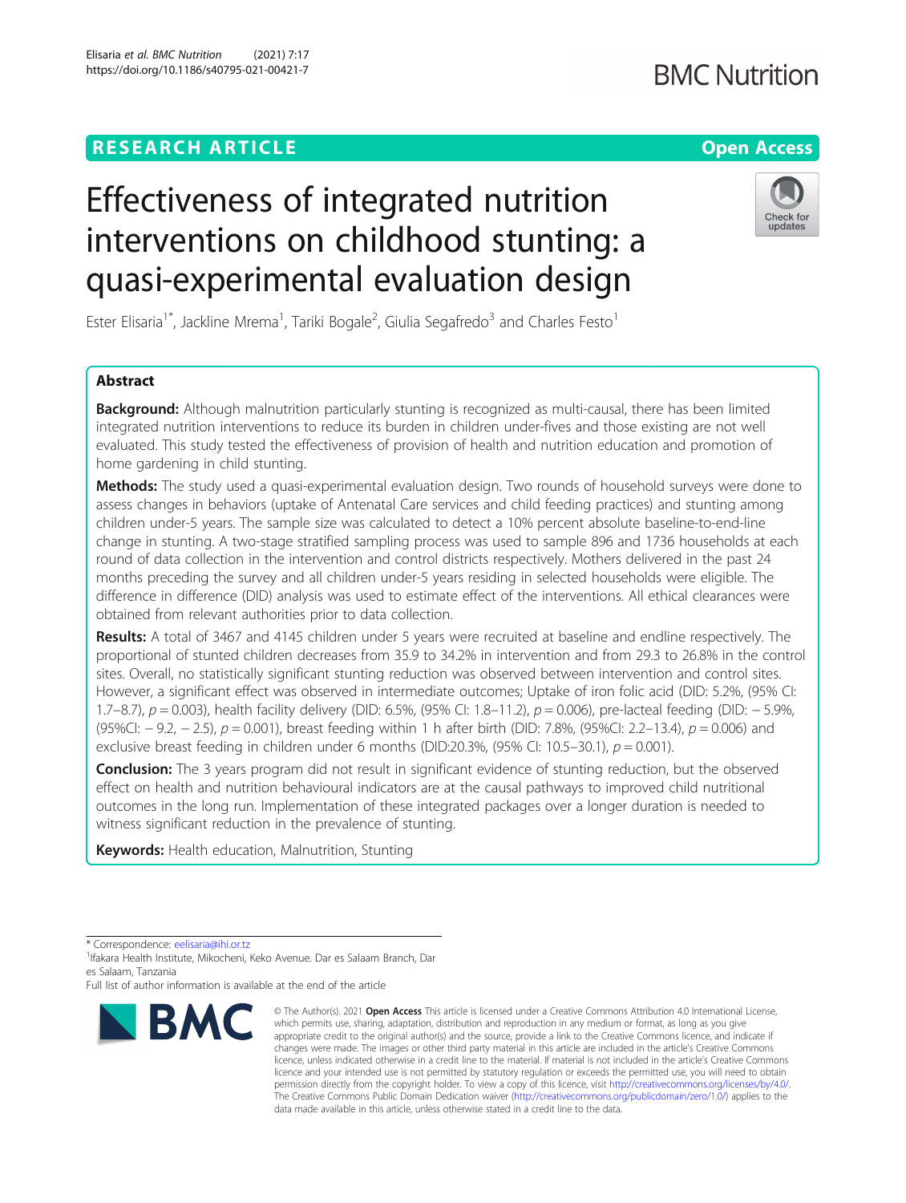RESEARCH ARTICLE

Open Access

# Effectiveness of integrated nutrition interventions on childhood stunting: a quasi-experimental evaluation design

Ester Elisaria[1*], Jackline Mrema[1], Tariki Bogale[2], Giulia Segafredo[3] and Charles Festo[1]

## Abstract

**Background:** Although malnutrition particularly stunting is recognized as multi-causal, there has been limited integrated nutrition interventions to reduce its burden in children under-fives and those existing are not well evaluated. This study tested the effectiveness of provision of health and nutrition education and promotion of home gardening in child stunting.

**Methods:** The study used a quasi-experimental evaluation design. Two rounds of household surveys were done to assess changes in behaviors (uptake of Antenatal Care services and child feeding practices) and stunting among children under-5 years. The sample size was calculated to detect a 10% percent absolute baseline-to-end-line change in stunting. A two-stage stratified sampling process was used to sample 896 and 1736 households at each round of data collection in the intervention and control districts respectively. Mothers delivered in the past 24 months preceding the survey and all children under-5 years residing in selected households were eligible. The difference in difference (DID) analysis was used to estimate effect of the interventions. All ethical clearances were obtained from relevant authorities prior to data collection.

**Results:** A total of 3467 and 4145 children under 5 years were recruited at baseline and endline respectively. The proportional of stunted children decreases from 35.9 to 34.2% in intervention and from 29.3 to 26.8% in the control sites. Overall, no statistically significant stunting reduction was observed between intervention and control sites. However, a significant effect was observed in intermediate outcomes; Uptake of iron folic acid (DID: 5.2%, (95% CI: 1.7–8.7), $p = 0.003$), health facility delivery (DID: 6.5%, (95% CI: 1.8–11.2), $p = 0.006$), pre-lacteal feeding (DID: − 5.9%, (95%CI: − 9.2, − 2.5), $p = 0.001$), breast feeding within 1 h after birth (DID: 7.8%, (95%CI: 2.2–13.4), $p = 0.006$) and exclusive breast feeding in children under 6 months (DID:20.3%, (95% CI: 10.5–30.1), $p = 0.001$).

**Conclusion:** The 3 years program did not result in significant evidence of stunting reduction, but the observed effect on health and nutrition behavioural indicators are at the causal pathways to improved child nutritional outcomes in the long run. Implementation of these integrated packages over a longer duration is needed to witness significant reduction in the prevalence of stunting.

**Keywords:** Health education, Malnutrition, Stunting

\* Correspondence: eelisaria@ihi.or.tz

[1]Ifakara Health Institute, Mikocheni, Keko Avenue. Dar es Salaam Branch, Dar es Salaam, Tanzania

Full list of author information is available at the end of the article

© The Author(s). 2021 **Open Access** This article is licensed under a Creative Commons Attribution 4.0 International License, which permits use, sharing, adaptation, distribution and reproduction in any medium or format, as long as you give appropriate credit to the original author(s) and the source, provide a link to the Creative Commons licence, and indicate if changes were made. The images or other third party material in this article are included in the article's Creative Commons licence, unless indicated otherwise in a credit line to the material. If material is not included in the article's Creative Commons licence and your intended use is not permitted by statutory regulation or exceeds the permitted use, you will need to obtain permission directly from the copyright holder. To view a copy of this licence, visit http://creativecommons.org/licenses/by/4.0/. The Creative Commons Public Domain Dedication waiver (http://creativecommons.org/publicdomain/zero/1.0/) applies to the data made available in this article, unless otherwise stated in a credit line to the data.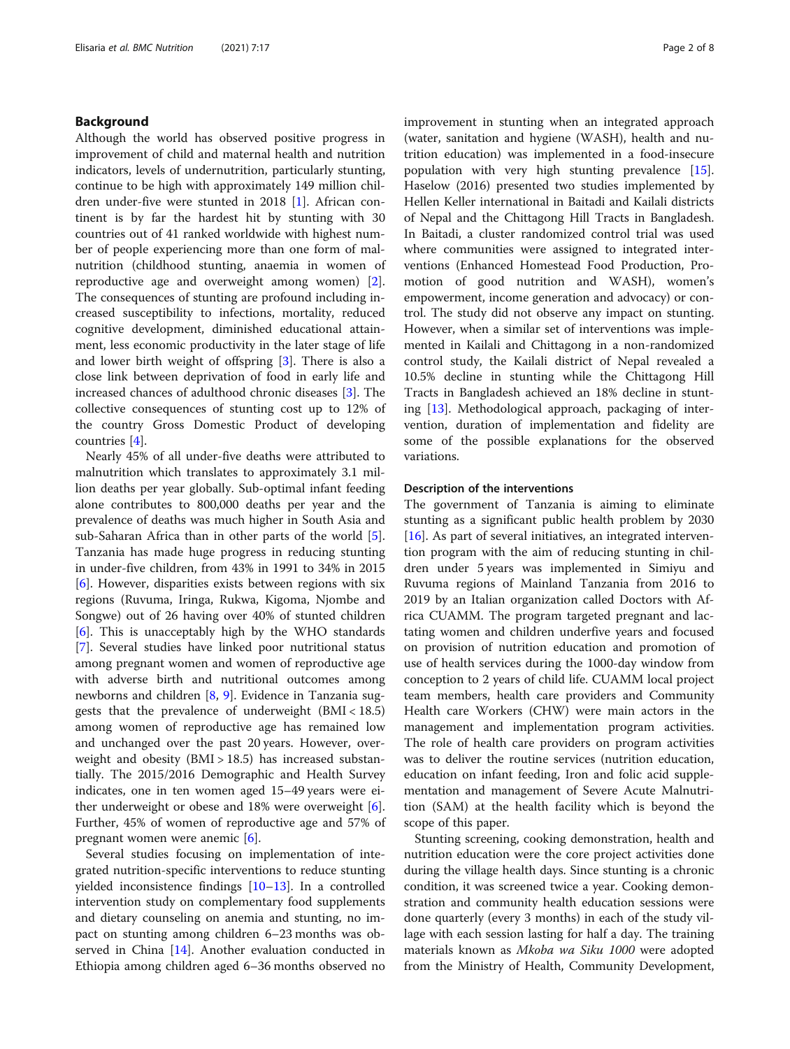## Background

Although the world has observed positive progress in improvement of child and maternal health and nutrition indicators, levels of undernutrition, particularly stunting, continue to be high with approximately 149 million children under-five were stunted in 2018 [1]. African continent is by far the hardest hit by stunting with 30 countries out of 41 ranked worldwide with highest number of people experiencing more than one form of malnutrition (childhood stunting, anaemia in women of reproductive age and overweight among women) [2]. The consequences of stunting are profound including increased susceptibility to infections, mortality, reduced cognitive development, diminished educational attainment, less economic productivity in the later stage of life and lower birth weight of offspring [3]. There is also a close link between deprivation of food in early life and increased chances of adulthood chronic diseases [3]. The collective consequences of stunting cost up to 12% of the country Gross Domestic Product of developing countries [4].

Nearly 45% of all under-five deaths were attributed to malnutrition which translates to approximately 3.1 million deaths per year globally. Sub-optimal infant feeding alone contributes to 800,000 deaths per year and the prevalence of deaths was much higher in South Asia and sub-Saharan Africa than in other parts of the world [5]. Tanzania has made huge progress in reducing stunting in under-five children, from 43% in 1991 to 34% in 2015 [6]. However, disparities exists between regions with six regions (Ruvuma, Iringa, Rukwa, Kigoma, Njombe and Songwe) out of 26 having over 40% of stunted children [6]. This is unacceptably high by the WHO standards [7]. Several studies have linked poor nutritional status among pregnant women and women of reproductive age with adverse birth and nutritional outcomes among newborns and children [8, 9]. Evidence in Tanzania suggests that the prevalence of underweight (BMI < 18.5) among women of reproductive age has remained low and unchanged over the past 20 years. However, overweight and obesity (BMI > 18.5) has increased substantially. The 2015/2016 Demographic and Health Survey indicates, one in ten women aged 15–49 years were either underweight or obese and 18% were overweight [6]. Further, 45% of women of reproductive age and 57% of pregnant women were anemic [6].

Several studies focusing on implementation of integrated nutrition-specific interventions to reduce stunting yielded inconsistence findings [10–13]. In a controlled intervention study on complementary food supplements and dietary counseling on anemia and stunting, no impact on stunting among children 6–23 months was observed in China [14]. Another evaluation conducted in Ethiopia among children aged 6–36 months observed no improvement in stunting when an integrated approach (water, sanitation and hygiene (WASH), health and nutrition education) was implemented in a food-insecure population with very high stunting prevalence [15]. Haselow (2016) presented two studies implemented by Hellen Keller international in Baitadi and Kailali districts of Nepal and the Chittagong Hill Tracts in Bangladesh. In Baitadi, a cluster randomized control trial was used where communities were assigned to integrated interventions (Enhanced Homestead Food Production, Promotion of good nutrition and WASH), women's empowerment, income generation and advocacy) or control. The study did not observe any impact on stunting. However, when a similar set of interventions was implemented in Kailali and Chittagong in a non-randomized control study, the Kailali district of Nepal revealed a 10.5% decline in stunting while the Chittagong Hill Tracts in Bangladesh achieved an 18% decline in stunting [13]. Methodological approach, packaging of intervention, duration of implementation and fidelity are some of the possible explanations for the observed variations.

### Description of the interventions

The government of Tanzania is aiming to eliminate stunting as a significant public health problem by 2030 [16]. As part of several initiatives, an integrated intervention program with the aim of reducing stunting in children under 5 years was implemented in Simiyu and Ruvuma regions of Mainland Tanzania from 2016 to 2019 by an Italian organization called Doctors with Africa CUAMM. The program targeted pregnant and lactating women and children underfive years and focused on provision of nutrition education and promotion of use of health services during the 1000-day window from conception to 2 years of child life. CUAMM local project team members, health care providers and Community Health care Workers (CHW) were main actors in the management and implementation program activities. The role of health care providers on program activities was to deliver the routine services (nutrition education, education on infant feeding, Iron and folic acid supplementation and management of Severe Acute Malnutrition (SAM) at the health facility which is beyond the scope of this paper.

Stunting screening, cooking demonstration, health and nutrition education were the core project activities done during the village health days. Since stunting is a chronic condition, it was screened twice a year. Cooking demonstration and community health education sessions were done quarterly (every 3 months) in each of the study village with each session lasting for half a day. The training materials known as *Mkoba wa Siku 1000* were adopted from the Ministry of Health, Community Development,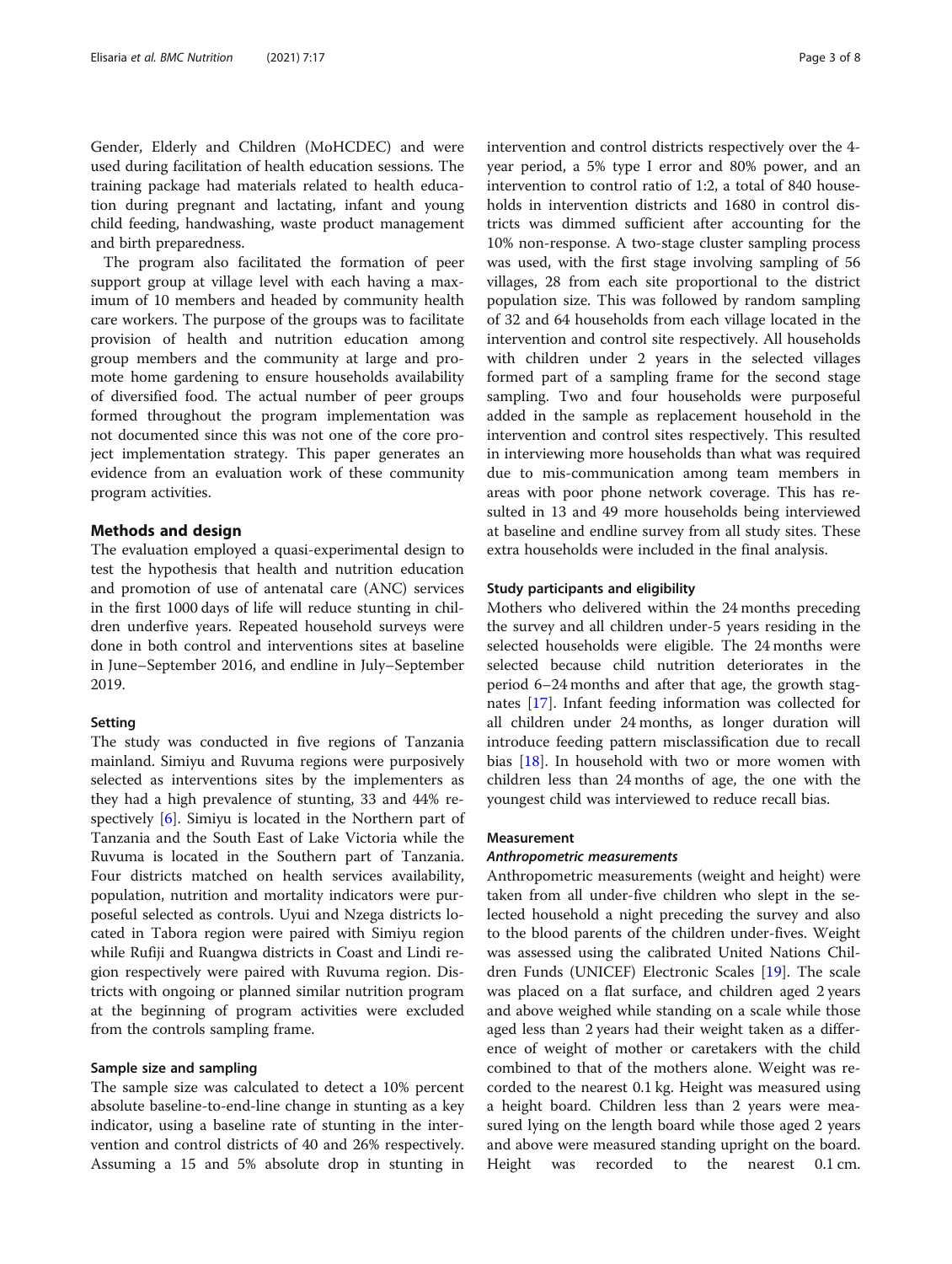Gender, Elderly and Children (MoHCDEC) and were used during facilitation of health education sessions. The training package had materials related to health education during pregnant and lactating, infant and young child feeding, handwashing, waste product management and birth preparedness.

The program also facilitated the formation of peer support group at village level with each having a maximum of 10 members and headed by community health care workers. The purpose of the groups was to facilitate provision of health and nutrition education among group members and the community at large and promote home gardening to ensure households availability of diversified food. The actual number of peer groups formed throughout the program implementation was not documented since this was not one of the core project implementation strategy. This paper generates an evidence from an evaluation work of these community program activities.

## Methods and design

The evaluation employed a quasi-experimental design to test the hypothesis that health and nutrition education and promotion of use of antenatal care (ANC) services in the first 1000 days of life will reduce stunting in children underfive years. Repeated household surveys were done in both control and interventions sites at baseline in June–September 2016, and endline in July–September 2019.

### Setting

The study was conducted in five regions of Tanzania mainland. Simiyu and Ruvuma regions were purposively selected as interventions sites by the implementers as they had a high prevalence of stunting, 33 and 44% respectively [6]. Simiyu is located in the Northern part of Tanzania and the South East of Lake Victoria while the Ruvuma is located in the Southern part of Tanzania. Four districts matched on health services availability, population, nutrition and mortality indicators were purposeful selected as controls. Uyui and Nzega districts located in Tabora region were paired with Simiyu region while Rufiji and Ruangwa districts in Coast and Lindi region respectively were paired with Ruvuma region. Districts with ongoing or planned similar nutrition program at the beginning of program activities were excluded from the controls sampling frame.

### Sample size and sampling

The sample size was calculated to detect a 10% percent absolute baseline-to-end-line change in stunting as a key indicator, using a baseline rate of stunting in the intervention and control districts of 40 and 26% respectively. Assuming a 15 and 5% absolute drop in stunting in intervention and control districts respectively over the 4-year period, a 5% type I error and 80% power, and an intervention to control ratio of 1:2, a total of 840 households in intervention districts and 1680 in control districts was dimmed sufficient after accounting for the 10% non-response. A two-stage cluster sampling process was used, with the first stage involving sampling of 56 villages, 28 from each site proportional to the district population size. This was followed by random sampling of 32 and 64 households from each village located in the intervention and control site respectively. All households with children under 2 years in the selected villages formed part of a sampling frame for the second stage sampling. Two and four households were purposeful added in the sample as replacement household in the intervention and control sites respectively. This resulted in interviewing more households than what was required due to mis-communication among team members in areas with poor phone network coverage. This has resulted in 13 and 49 more households being interviewed at baseline and endline survey from all study sites. These extra households were included in the final analysis.

### Study participants and eligibility

Mothers who delivered within the 24 months preceding the survey and all children under-5 years residing in the selected households were eligible. The 24 months were selected because child nutrition deteriorates in the period 6–24 months and after that age, the growth stagnates [17]. Infant feeding information was collected for all children under 24 months, as longer duration will introduce feeding pattern misclassification due to recall bias [18]. In household with two or more women with children less than 24 months of age, the one with the youngest child was interviewed to reduce recall bias.

### Measurement

#### *Anthropometric measurements*

Anthropometric measurements (weight and height) were taken from all under-five children who slept in the selected household a night preceding the survey and also to the blood parents of the children under-fives. Weight was assessed using the calibrated United Nations Children Funds (UNICEF) Electronic Scales [19]. The scale was placed on a flat surface, and children aged 2 years and above weighed while standing on a scale while those aged less than 2 years had their weight taken as a difference of weight of mother or caretakers with the child combined to that of the mothers alone. Weight was recorded to the nearest 0.1 kg. Height was measured using a height board. Children less than 2 years were measured lying on the length board while those aged 2 years and above were measured standing upright on the board. Height was recorded to the nearest 0.1 cm.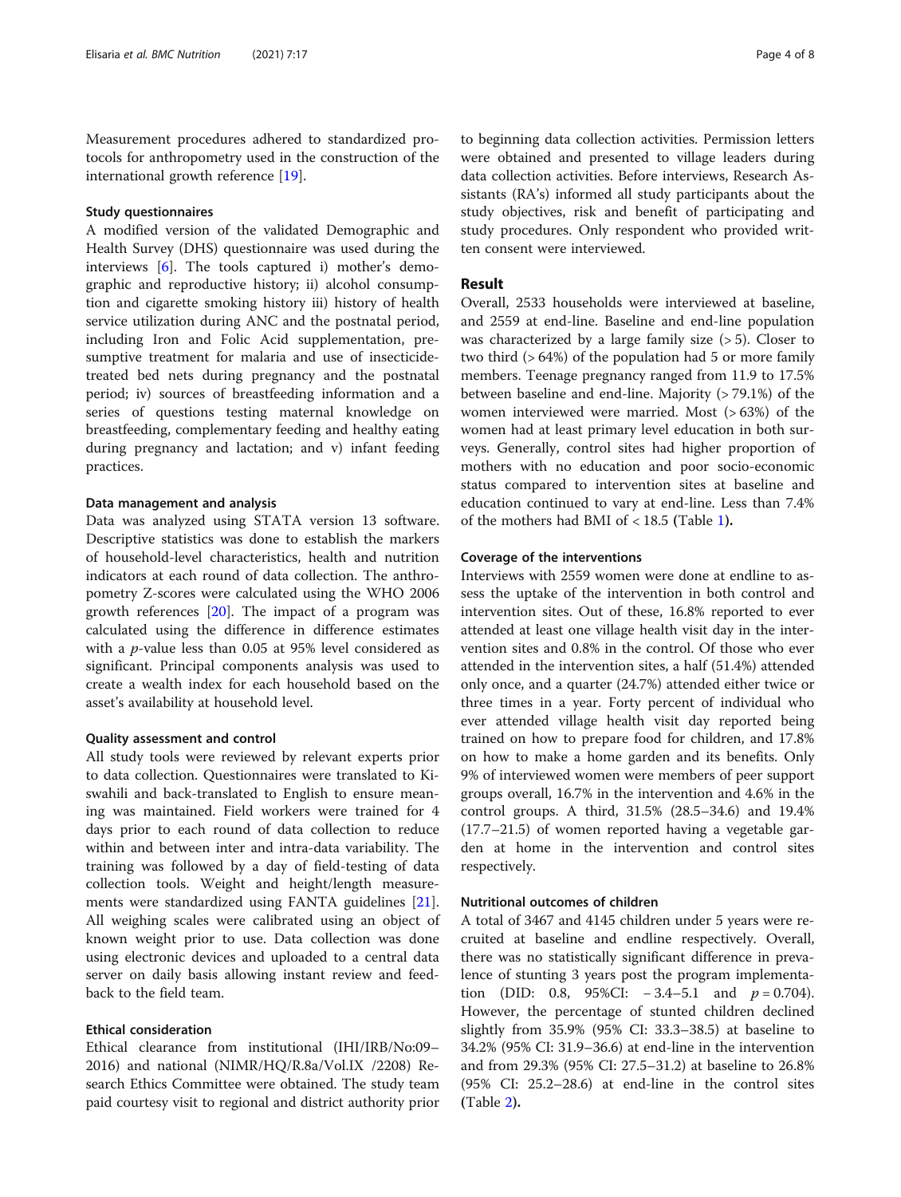Measurement procedures adhered to standardized protocols for anthropometry used in the construction of the international growth reference [19].

### Study questionnaires

A modified version of the validated Demographic and Health Survey (DHS) questionnaire was used during the interviews [6]. The tools captured i) mother's demographic and reproductive history; ii) alcohol consumption and cigarette smoking history iii) history of health service utilization during ANC and the postnatal period, including Iron and Folic Acid supplementation, presumptive treatment for malaria and use of insecticide-treated bed nets during pregnancy and the postnatal period; iv) sources of breastfeeding information and a series of questions testing maternal knowledge on breastfeeding, complementary feeding and healthy eating during pregnancy and lactation; and v) infant feeding practices.

### Data management and analysis

Data was analyzed using STATA version 13 software. Descriptive statistics was done to establish the markers of household-level characteristics, health and nutrition indicators at each round of data collection. The anthropometry Z-scores were calculated using the WHO 2006 growth references [20]. The impact of a program was calculated using the difference in difference estimates with a *p*-value less than 0.05 at 95% level considered as significant. Principal components analysis was used to create a wealth index for each household based on the asset's availability at household level.

### Quality assessment and control

All study tools were reviewed by relevant experts prior to data collection. Questionnaires were translated to Kiswahili and back-translated to English to ensure meaning was maintained. Field workers were trained for 4 days prior to each round of data collection to reduce within and between inter and intra-data variability. The training was followed by a day of field-testing of data collection tools. Weight and height/length measurements were standardized using FANTA guidelines [21]. All weighing scales were calibrated using an object of known weight prior to use. Data collection was done using electronic devices and uploaded to a central data server on daily basis allowing instant review and feedback to the field team.

### Ethical consideration

Ethical clearance from institutional (IHI/IRB/No:09–2016) and national (NIMR/HQ/R.8a/Vol.IX /2208) Research Ethics Committee were obtained. The study team paid courtesy visit to regional and district authority prior to beginning data collection activities. Permission letters were obtained and presented to village leaders during data collection activities. Before interviews, Research Assistants (RA's) informed all study participants about the study objectives, risk and benefit of participating and study procedures. Only respondent who provided written consent were interviewed.

## Result

Overall, 2533 households were interviewed at baseline, and 2559 at end-line. Baseline and end-line population was characterized by a large family size (> 5). Closer to two third (> 64%) of the population had 5 or more family members. Teenage pregnancy ranged from 11.9 to 17.5% between baseline and end-line. Majority (> 79.1%) of the women interviewed were married. Most (> 63%) of the women had at least primary level education in both surveys. Generally, control sites had higher proportion of mothers with no education and poor socio-economic status compared to intervention sites at baseline and education continued to vary at end-line. Less than 7.4% of the mothers had BMI of < 18.5 (Table 1).

### Coverage of the interventions

Interviews with 2559 women were done at endline to assess the uptake of the intervention in both control and intervention sites. Out of these, 16.8% reported to ever attended at least one village health visit day in the intervention sites and 0.8% in the control. Of those who ever attended in the intervention sites, a half (51.4%) attended only once, and a quarter (24.7%) attended either twice or three times in a year. Forty percent of individual who ever attended village health visit day reported being trained on how to prepare food for children, and 17.8% on how to make a home garden and its benefits. Only 9% of interviewed women were members of peer support groups overall, 16.7% in the intervention and 4.6% in the control groups. A third, 31.5% (28.5–34.6) and 19.4% (17.7–21.5) of women reported having a vegetable garden at home in the intervention and control sites respectively.

### Nutritional outcomes of children

A total of 3467 and 4145 children under 5 years were recruited at baseline and endline respectively. Overall, there was no statistically significant difference in prevalence of stunting 3 years post the program implementation (DID: 0.8, 95%CI: − 3.4–5.1 and $p = 0.704$). However, the percentage of stunted children declined slightly from 35.9% (95% CI: 33.3–38.5) at baseline to 34.2% (95% CI: 31.9–36.6) at end-line in the intervention and from 29.3% (95% CI: 27.5–31.2) at baseline to 26.8% (95% CI: 25.2–28.6) at end-line in the control sites (Table 2).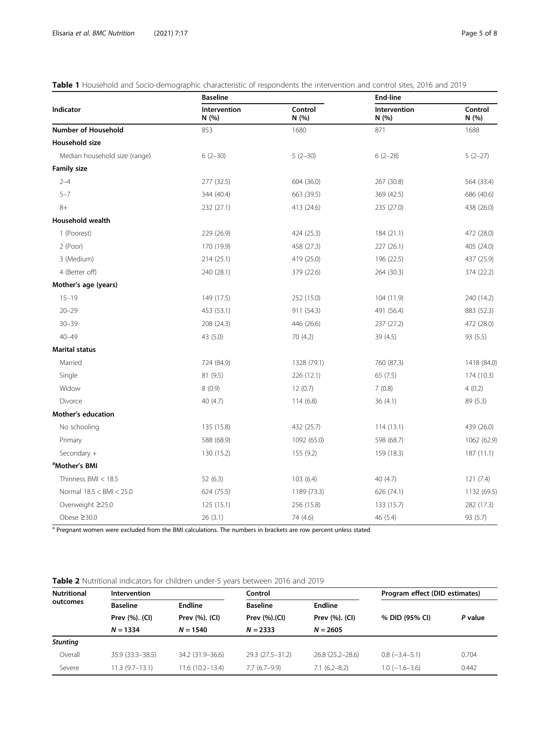**Table 1** Household and Socio-demographic characteristic of respondents the intervention and control sites, 2016 and 2019

| Indicator | Baseline | | End-line | |
|---|---|---|---|---|
| | Intervention N (%) | Control N (%) | Intervention N (%) | Control N (%) |
| **Number of Household** | 853 | 1680 | 871 | 1688 |
| **Household size** | | | | |
| Median household size (range) | 6 (2–30) | 5 (2–30) | 6 (2–28) | 5 (2–27) |
| **Family size** | | | | |
| 2–4 | 277 (32.5) | 604 (36.0) | 267 (30.8) | 564 (33.4) |
| 5–7 | 344 (40.4) | 663 (39.5) | 369 (42.5) | 686 (40.6) |
| 8+ | 232 (27.1) | 413 (24.6) | 235 (27.0) | 438 (26.0) |
| **Household wealth** | | | | |
| 1 (Poorest) | 229 (26.9) | 424 (25.3) | 184 (21.1) | 472 (28.0) |
| 2 (Poor) | 170 (19.9) | 458 (27.3) | 227 (26.1) | 405 (24.0) |
| 3 (Medium) | 214 (25.1) | 419 (25.0) | 196 (22.5) | 437 (25.9) |
| 4 (Better off) | 240 (28.1) | 379 (22.6) | 264 (30.3) | 374 (22.2) |
| **Mother's age (years)** | | | | |
| 15–19 | 149 (17.5) | 252 (15.0) | 104 (11.9) | 240 (14.2) |
| 20–29 | 453 (53.1) | 911 (54.3) | 491 (56.4) | 883 (52.3) |
| 30–39 | 208 (24.3) | 446 (26.6) | 237 (27.2) | 472 (28.0) |
| 40–49 | 43 (5.0) | 70 (4.2) | 39 (4.5) | 93 (5.5) |
| **Marital status** | | | | |
| Married | 724 (84.9) | 1328 (79.1) | 760 (87.3) | 1418 (84.0) |
| Single | 81 (9.5) | 226 (12.1) | 65 (7.5) | 174 (10.3) |
| Widow | 8 (0.9) | 12 (0.7) | 7 (0.8) | 4 (0.2) |
| Divorce | 40 (4.7) | 114 (6.8) | 36 (4.1) | 89 (5.3) |
| **Mother's education** | | | | |
| No schooling | 135 (15.8) | 432 (25.7) | 114 (13.1) | 439 (26.0) |
| Primary | 588 (68.9) | 1092 (65.0) | 598 (68.7) | 1062 (62.9) |
| Secondary + | 130 (15.2) | 155 (9.2) | 159 (18.3) | 187 (11.1) |
| **[a]Mother's BMI** | | | | |
| Thinness BMI < 18.5 | 52 (6.3) | 103 (6.4) | 40 (4.7) | 121 (7.4) |
| Normal 18.5 < BMI < 25.0 | 624 (75.5) | 1189 (73.3) | 626 (74.1) | 1132 (69.5) |
| Overweight ≥25.0 | 125 (15.1) | 256 (15.8) | 133 (15.7) | 282 (17.3) |
| Obese ≥30.0 | 26 (3.1) | 74 (4.6) | 46 (5.4) | 93 (5.7) |

[a] Pregnant women were excluded from the BMI calculations. The numbers in brackets are row percent unless stated

**Table 2** Nutritional indicators for children under-5 years between 2016 and 2019

| Nutritional outcomes | Intervention | | Control | | Program effect (DID estimates) | |
|---|---|---|---|---|---|---|
| | Baseline Prev (%). (CI) N = 1334 | Endline Prev (%). (CI) N = 1540 | Baseline Prev (%).(CI) N = 2333 | Endline Prev (%). (CI) N = 2605 | % DID (95% CI) | *P* value |
| ***Stunting*** | | | | | | |
| Overall | 35.9 (33.3–38.5) | 34.2 (31.9–36.6) | 29.3 (27.5–31.2) | 26.8 (25.2–28.6) | 0.8 (−3.4–5.1) | 0.704 |
| Severe | 11.3 (9.7–13.1) | 11.6 (10.2–13.4) | 7.7 (6.7–9.9) | 7.1 (6.2–8.2) | 1.0 (−1.6–3.6) | 0.442 |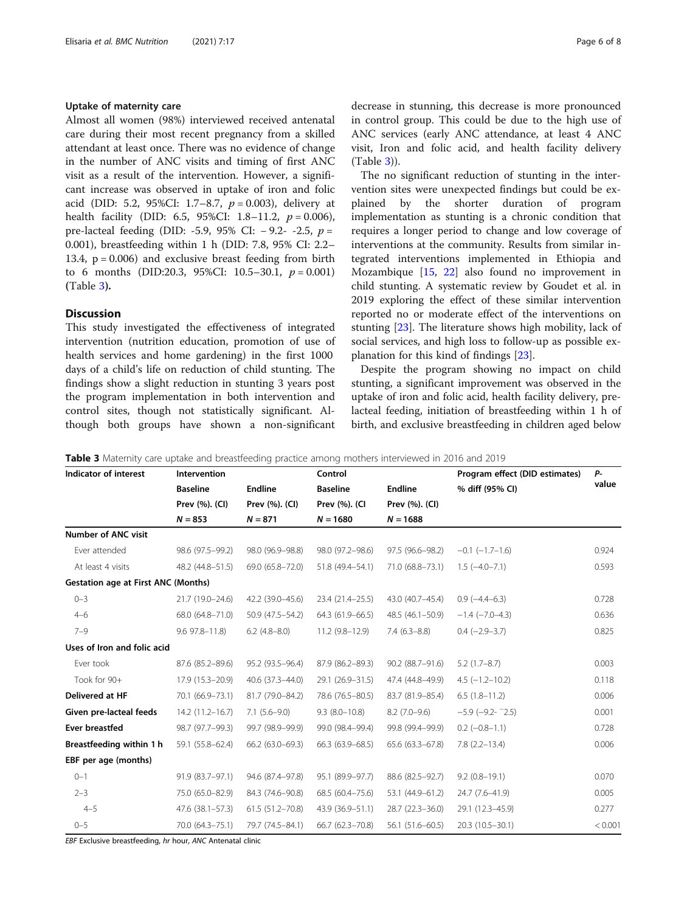### Uptake of maternity care

Almost all women (98%) interviewed received antenatal care during their most recent pregnancy from a skilled attendant at least once. There was no evidence of change in the number of ANC visits and timing of first ANC visit as a result of the intervention. However, a significant increase was observed in uptake of iron and folic acid (DID: 5.2, 95%CI: 1.7–8.7, $p = 0.003$), delivery at health facility (DID: 6.5, 95%CI: 1.8–11.2, $p = 0.006$), pre-lacteal feeding (DID: -5.9, 95% CI: − 9.2- -2.5, $p = 0.001$), breastfeeding within 1 h (DID: 7.8, 95% CI: 2.2–13.4, p = 0.006) and exclusive breast feeding from birth to 6 months (DID:20.3, 95%CI: 10.5–30.1, $p = 0.001$) (Table 3).

## Discussion

This study investigated the effectiveness of integrated intervention (nutrition education, promotion of use of health services and home gardening) in the first 1000 days of a child's life on reduction of child stunting. The findings show a slight reduction in stunting 3 years post the program implementation in both intervention and control sites, though not statistically significant. Although both groups have shown a non-significant decrease in stunning, this decrease is more pronounced in control group. This could be due to the high use of ANC services (early ANC attendance, at least 4 ANC visit, Iron and folic acid, and health facility delivery (Table 3)).

The no significant reduction of stunting in the intervention sites were unexpected findings but could be explained by the shorter duration of program implementation as stunting is a chronic condition that requires a longer period to change and low coverage of interventions at the community. Results from similar integrated interventions implemented in Ethiopia and Mozambique [15, 22] also found no improvement in child stunting. A systematic review by Goudet et al. in 2019 exploring the effect of these similar intervention reported no or moderate effect of the interventions on stunting [23]. The literature shows high mobility, lack of social services, and high loss to follow-up as possible explanation for this kind of findings [23].

Despite the program showing no impact on child stunting, a significant improvement was observed in the uptake of iron and folic acid, health facility delivery, pre-lacteal feeding, initiation of breastfeeding within 1 h of birth, and exclusive breastfeeding in children aged below

**Table 3** Maternity care uptake and breastfeeding practice among mothers interviewed in 2016 and 2019

| Indicator of interest | Intervention | | Control | | Program effect (DID estimates) | P-value |
|---|---|---|---|---|---|---|
| | Baseline | Endline | Baseline | Endline | % diff (95% CI) | |
| | Prev (%). (CI) | Prev (%). (CI) | Prev (%). (CI | Prev (%). (CI) | | |
| | N = 853 | N = 871 | N = 1680 | N = 1688 | | |
| **Number of ANC visit** | | | | | | |
| Ever attended | 98.6 (97.5–99.2) | 98.0 (96.9–98.8) | 98.0 (97.2–98.6) | 97.5 (96.6–98.2) | −0.1 (−1.7–1.6) | 0.924 |
| At least 4 visits | 48.2 (44.8–51.5) | 69.0 (65.8–72.0) | 51.8 (49.4–54.1) | 71.0 (68.8–73.1) | 1.5 (−4.0–7.1) | 0.593 |
| **Gestation age at First ANC (Months)** | | | | | | |
| 0–3 | 21.7 (19.0–24.6) | 42.2 (39.0–45.6) | 23.4 (21.4–25.5) | 43.0 (40.7–45.4) | 0.9 (−4.4–6.3) | 0.728 |
| 4–6 | 68.0 (64.8–71.0) | 50.9 (47.5–54.2) | 64.3 (61.9–66.5) | 48.5 (46.1–50.9) | −1.4 (−7.0–4.3) | 0.636 |
| 7–9 | 9.6 97.8–11.8) | 6.2 (4.8–8.0) | 11.2 (9.8–12.9) | 7.4 (6.3–8.8) | 0.4 (−2.9–3.7) | 0.825 |
| **Uses of Iron and folic acid** | | | | | | |
| Ever took | 87.6 (85.2–89.6) | 95.2 (93.5–96.4) | 87.9 (86.2–89.3) | 90.2 (88.7–91.6) | 5.2 (1.7–8.7) | 0.003 |
| Took for 90+ | 17.9 (15.3–20.9) | 40.6 (37.3–44.0) | 29.1 (26.9–31.5) | 47.4 (44.8–49.9) | 4.5 (−1.2–10.2) | 0.118 |
| **Delivered at HF** | 70.1 (66.9–73.1) | 81.7 (79.0–84.2) | 78.6 (76.5–80.5) | 83.7 (81.9–85.4) | 6.5 (1.8–11.2) | 0.006 |
| **Given pre-lacteal feeds** | 14.2 (11.2–16.7) | 7.1 (5.6–9.0) | 9.3 (8.0–10.8) | 8.2 (7.0–9.6) | −5.9 (−9.2- −2.5) | 0.001 |
| **Ever breastfed** | 98.7 (97.7–99.3) | 99.7 (98.9–99.9) | 99.0 (98.4–99.4) | 99.8 (99.4–99.9) | 0.2 (−0.8–1.1) | 0.728 |
| **Breastfeeding within 1 h** | 59.1 (55.8–62.4) | 66.2 (63.0–69.3) | 66.3 (63.9–68.5) | 65.6 (63.3–67.8) | 7.8 (2.2–13.4) | 0.006 |
| **EBF per age (months)** | | | | | | |
| 0–1 | 91.9 (83.7–97.1) | 94.6 (87.4–97.8) | 95.1 (89.9–97.7) | 88.6 (82.5–92.7) | 9.2 (0.8–19.1) | 0.070 |
| 2–3 | 75.0 (65.0–82.9) | 84.3 (74.6–90.8) | 68.5 (60.4–75.6) | 53.1 (44.9–61.2) | 24.7 (7.6–41.9) | 0.005 |
| 4–5 | 47.6 (38.1–57.3) | 61.5 (51.2–70.8) | 43.9 (36.9–51.1) | 28.7 (22.3–36.0) | 29.1 (12.3–45.9) | 0.277 |
| 0–5 | 70.0 (64.3–75.1) | 79.7 (74.5–84.1) | 66.7 (62.3–70.8) | 56.1 (51.6–60.5) | 20.3 (10.5–30.1) | < 0.001 |

*EBF* Exclusive breastfeeding, *hr* hour, *ANC* Antenatal clinic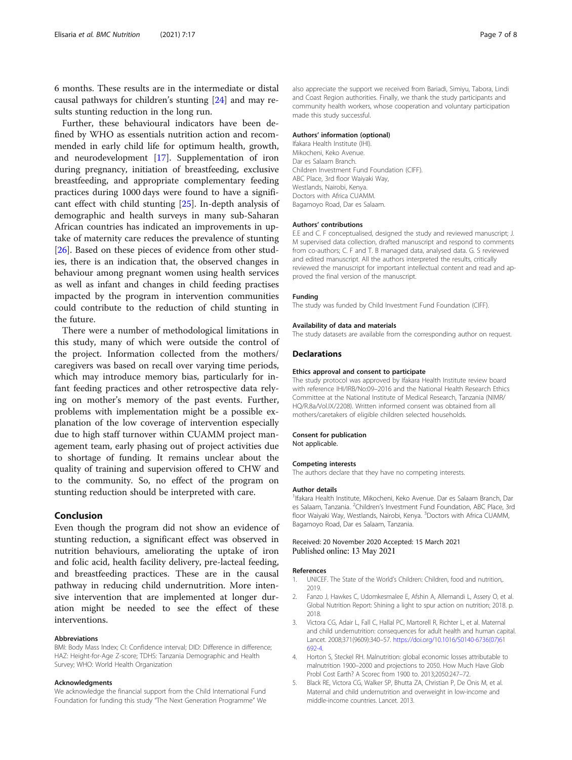6 months. These results are in the intermediate or distal causal pathways for children's stunting [24] and may results stunting reduction in the long run.

Further, these behavioural indicators have been defined by WHO as essentials nutrition action and recommended in early child life for optimum health, growth, and neurodevelopment [17]. Supplementation of iron during pregnancy, initiation of breastfeeding, exclusive breastfeeding, and appropriate complementary feeding practices during 1000 days were found to have a significant effect with child stunting [25]. In-depth analysis of demographic and health surveys in many sub-Saharan African countries has indicated an improvements in uptake of maternity care reduces the prevalence of stunting [26]. Based on these pieces of evidence from other studies, there is an indication that, the observed changes in behaviour among pregnant women using health services as well as infant and changes in child feeding practises impacted by the program in intervention communities could contribute to the reduction of child stunting in the future.

There were a number of methodological limitations in this study, many of which were outside the control of the project. Information collected from the mothers/caregivers was based on recall over varying time periods, which may introduce memory bias, particularly for infant feeding practices and other retrospective data relying on mother's memory of the past events. Further, problems with implementation might be a possible explanation of the low coverage of intervention especially due to high staff turnover within CUAMM project management team, early phasing out of project activities due to shortage of funding. It remains unclear about the quality of training and supervision offered to CHW and to the community. So, no effect of the program on stunting reduction should be interpreted with care.

## Conclusion

Even though the program did not show an evidence of stunting reduction, a significant effect was observed in nutrition behaviours, ameliorating the uptake of iron and folic acid, health facility delivery, pre-lacteal feeding, and breastfeeding practices. These are in the causal pathway in reducing child undernutrition. More intensive intervention that are implemented at longer duration might be needed to see the effect of these interventions.

### Abbreviations

BMI: Body Mass Index; CI: Confidence interval; DID: Difference in difference; HAZ: Height-for-Age Z-score; TDHS: Tanzania Demographic and Health Survey; WHO: World Health Organization

### Acknowledgments

We acknowledge the financial support from the Child International Fund Foundation for funding this study "The Next Generation Programme" We also appreciate the support we received from Bariadi, Simiyu, Tabora, Lindi and Coast Region authorities. Finally, we thank the study participants and community health workers, whose cooperation and voluntary participation made this study successful.

### Authors' information (optional)

Ifakara Health Institute (IHI).
Mikocheni, Keko Avenue.
Dar es Salaam Branch.
Children Investment Fund Foundation (CIFF).
ABC Place, 3rd floor Waiyaki Way,
Westlands, Nairobi, Kenya.
Doctors with Africa CUAMM.
Bagamoyo Road, Dar es Salaam.

### Authors' contributions

E.E and C. F conceptualised, designed the study and reviewed manuscript; J. M supervised data collection, drafted manuscript and respond to comments from co-authors; C. F and T. B managed data, analysed data. G. S reviewed and edited manuscript. All the authors interpreted the results, critically reviewed the manuscript for important intellectual content and read and approved the final version of the manuscript.

### Funding

The study was funded by Child Investment Fund Foundation (CIFF).

### Availability of data and materials

The study datasets are available from the corresponding author on request.

## Declarations

### Ethics approval and consent to participate

The study protocol was approved by Ifakara Health Institute review board with reference IHI/IRB/No:09–2016 and the National Health Research Ethics Committee at the National Institute of Medical Research, Tanzania (NIMR/HQ/R.8a/Vol.IX/2208). Written informed consent was obtained from all mothers/caretakers of eligible children selected households.

### Consent for publication

Not applicable.

### Competing interests

The authors declare that they have no competing interests.

### Author details

[1]Ifakara Health Institute, Mikocheni, Keko Avenue. Dar es Salaam Branch, Dar es Salaam, Tanzania. [2]Children's Investment Fund Foundation, ABC Place, 3rd floor Waiyaki Way, Westlands, Nairobi, Kenya. [3]Doctors with Africa CUAMM, Bagamoyo Road, Dar es Salaam, Tanzania.

Received: 20 November 2020 Accepted: 15 March 2021
Published online: 13 May 2021

### References

1. UNICEF. The State of the World's Children: Children, food and nutrition,. 2019.
2. Fanzo J, Hawkes C, Udomkesmalee E, Afshin A, Allemandi L, Assery O, et al. Global Nutrition Report: Shining a light to spur action on nutrition; 2018. p. 2018.
3. Victora CG, Adair L, Fall C, Hallal PC, Martorell R, Richter L, et al. Maternal and child undernutrition: consequences for adult health and human capital. Lancet. 2008;371(9609):340–57. https://doi.org/10.1016/S0140-6736(07)61692-4.
4. Horton S, Steckel RH. Malnutrition: global economic losses attributable to malnutrition 1900–2000 and projections to 2050. How Much Have Glob Probl Cost Earth? A Scorec from 1900 to. 2013;2050:247–72.
5. Black RE, Victora CG, Walker SP, Bhutta ZA, Christian P, De Onis M, et al. Maternal and child undernutrition and overweight in low-income and middle-income countries. Lancet. 2013.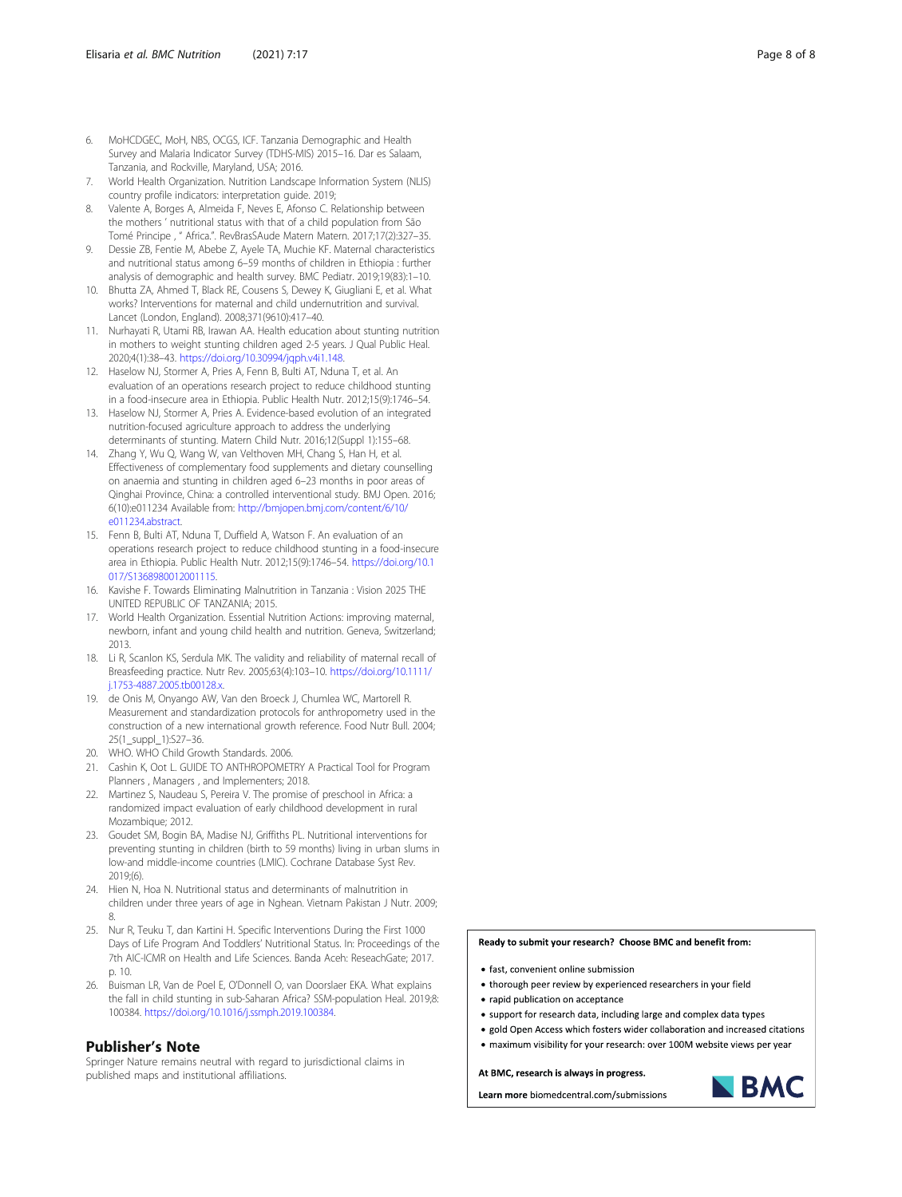6. MoHCDGEC, MoH, NBS, OCGS, ICF. Tanzania Demographic and Health Survey and Malaria Indicator Survey (TDHS-MIS) 2015–16. Dar es Salaam, Tanzania, and Rockville, Maryland, USA; 2016.
7. World Health Organization. Nutrition Landscape Information System (NLIS) country profile indicators: interpretation guide. 2019;
8. Valente A, Borges A, Almeida F, Neves E, Afonso C. Relationship between the mothers ' nutritional status with that of a child population from São Tomé Principe , " Africa.". RevBrasSAude Matern Matern. 2017;17(2):327–35.
9. Dessie ZB, Fentie M, Abebe Z, Ayele TA, Muchie KF. Maternal characteristics and nutritional status among 6–59 months of children in Ethiopia : further analysis of demographic and health survey. BMC Pediatr. 2019;19(83):1–10.
10. Bhutta ZA, Ahmed T, Black RE, Cousens S, Dewey K, Giugliani E, et al. What works? Interventions for maternal and child undernutrition and survival. Lancet (London, England). 2008;371(9610):417–40.
11. Nurhayati R, Utami RB, Irawan AA. Health education about stunting nutrition in mothers to weight stunting children aged 2-5 years. J Qual Public Heal. 2020;4(1):38–43. https://doi.org/10.30994/jqph.v4i1.148.
12. Haselow NJ, Stormer A, Pries A, Fenn B, Bulti AT, Nduna T, et al. An evaluation of an operations research project to reduce childhood stunting in a food-insecure area in Ethiopia. Public Health Nutr. 2012;15(9):1746–54.
13. Haselow NJ, Stormer A, Pries A. Evidence-based evolution of an integrated nutrition-focused agriculture approach to address the underlying determinants of stunting. Matern Child Nutr. 2016;12(Suppl 1):155–68.
14. Zhang Y, Wu Q, Wang W, van Velthoven MH, Chang S, Han H, et al. Effectiveness of complementary food supplements and dietary counselling on anaemia and stunting in children aged 6–23 months in poor areas of Qinghai Province, China: a controlled interventional study. BMJ Open. 2016; 6(10):e011234 Available from: http://bmjopen.bmj.com/content/6/10/e011234.abstract.
15. Fenn B, Bulti AT, Nduna T, Duffield A, Watson F. An evaluation of an operations research project to reduce childhood stunting in a food-insecure area in Ethiopia. Public Health Nutr. 2012;15(9):1746–54. https://doi.org/10.1017/S1368980012001115.
16. Kavishe F. Towards Eliminating Malnutrition in Tanzania : Vision 2025 THE UNITED REPUBLIC OF TANZANIA; 2015.
17. World Health Organization. Essential Nutrition Actions: improving maternal, newborn, infant and young child health and nutrition. Geneva, Switzerland; 2013.
18. Li R, Scanlon KS, Serdula MK. The validity and reliability of maternal recall of Breasfeeding practice. Nutr Rev. 2005;63(4):103–10. https://doi.org/10.1111/j.1753-4887.2005.tb00128.x.
19. de Onis M, Onyango AW, Van den Broeck J, Chumlea WC, Martorell R. Measurement and standardization protocols for anthropometry used in the construction of a new international growth reference. Food Nutr Bull. 2004; 25(1_suppl_1):S27–36.
20. WHO. WHO Child Growth Standards. 2006.
21. Cashin K, Oot L. GUIDE TO ANTHROPOMETRY A Practical Tool for Program Planners , Managers , and Implementers; 2018.
22. Martinez S, Naudeau S, Pereira V. The promise of preschool in Africa: a randomized impact evaluation of early childhood development in rural Mozambique; 2012.
23. Goudet SM, Bogin BA, Madise NJ, Griffiths PL. Nutritional interventions for preventing stunting in children (birth to 59 months) living in urban slums in low-and middle-income countries (LMIC). Cochrane Database Syst Rev. 2019;(6).
24. Hien N, Hoa N. Nutritional status and determinants of malnutrition in children under three years of age in Nghean. Vietnam Pakistan J Nutr. 2009; 8.
25. Nur R, Teuku T, dan Kartini H. Specific Interventions During the First 1000 Days of Life Program And Toddlers' Nutritional Status. In: Proceedings of the 7th AIC-ICMR on Health and Life Sciences. Banda Aceh: ReseachGate; 2017. p. 10.
26. Buisman LR, Van de Poel E, O'Donnell O, van Doorslaer EKA. What explains the fall in child stunting in sub-Saharan Africa? SSM-population Heal. 2019;8: 100384. https://doi.org/10.1016/j.ssmph.2019.100384.

## Publisher's Note

Springer Nature remains neutral with regard to jurisdictional claims in published maps and institutional affiliations.

**Ready to submit your research? Choose BMC and benefit from:**

- fast, convenient online submission
- thorough peer review by experienced researchers in your field
- rapid publication on acceptance
- support for research data, including large and complex data types
- gold Open Access which fosters wider collaboration and increased citations
- maximum visibility for your research: over 100M website views per year

**At BMC, research is always in progress.**

**Learn more** biomedcentral.com/submissions